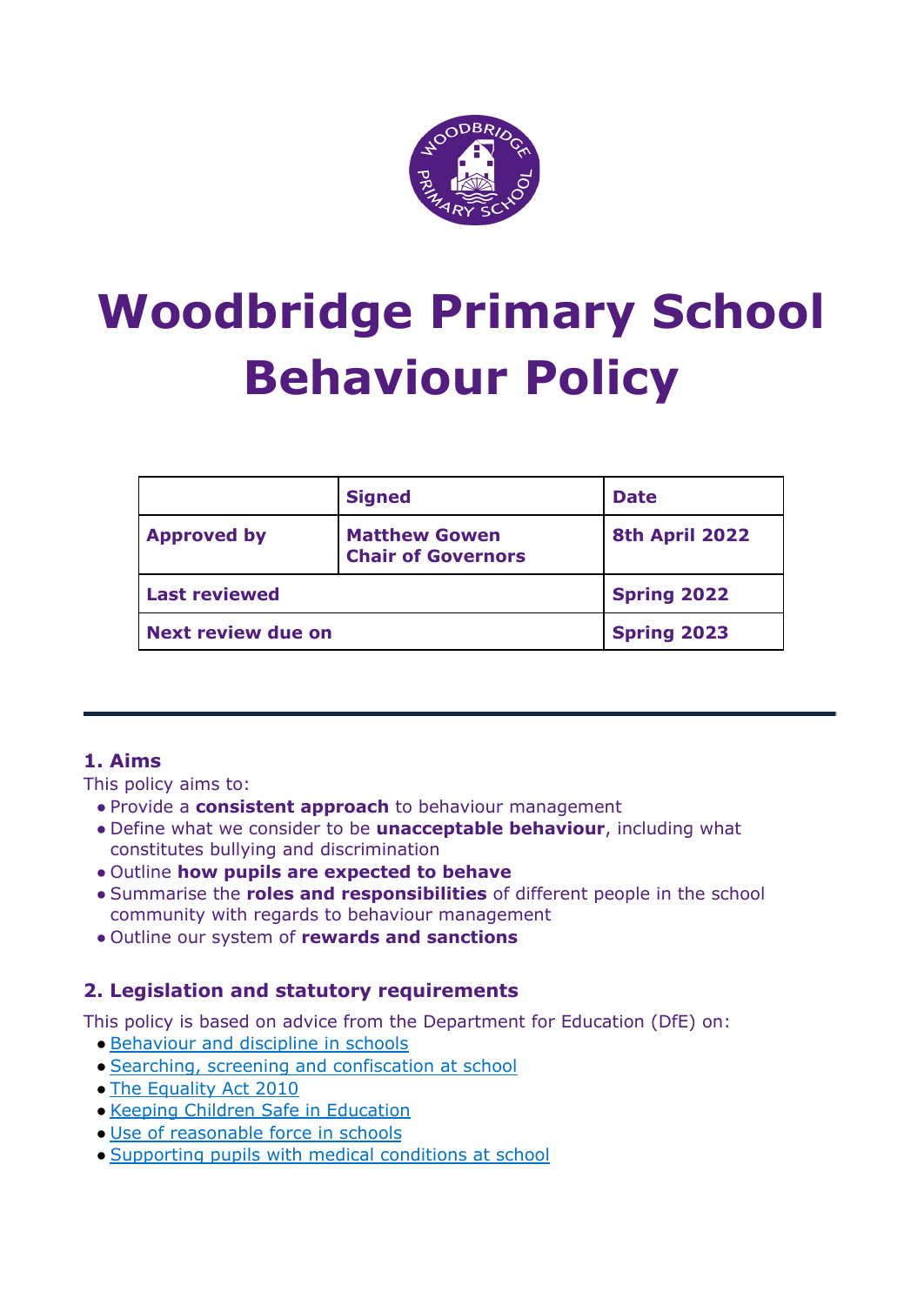# Woodbridge Primary School Behaviour Policy

| | Signed | Date |
|---|---|---|
| **Approved by** | **Matthew Gowen Chair of Governors** | **8th April 2022** |
| **Last reviewed** | | **Spring 2022** |
| **Next review due on** | | **Spring 2023** |

## 1. Aims

This policy aims to:

- Provide a **consistent approach** to behaviour management
- Define what we consider to be **unacceptable behaviour**, including what constitutes bullying and discrimination
- Outline **how pupils are expected to behave**
- Summarise the **roles and responsibilities** of different people in the school community with regards to behaviour management
- Outline our system of **rewards and sanctions**

## 2. Legislation and statutory requirements

This policy is based on advice from the Department for Education (DfE) on:

- Behaviour and discipline in schools
- Searching, screening and confiscation at school
- The Equality Act 2010
- Keeping Children Safe in Education
- Use of reasonable force in schools
- Supporting pupils with medical conditions at school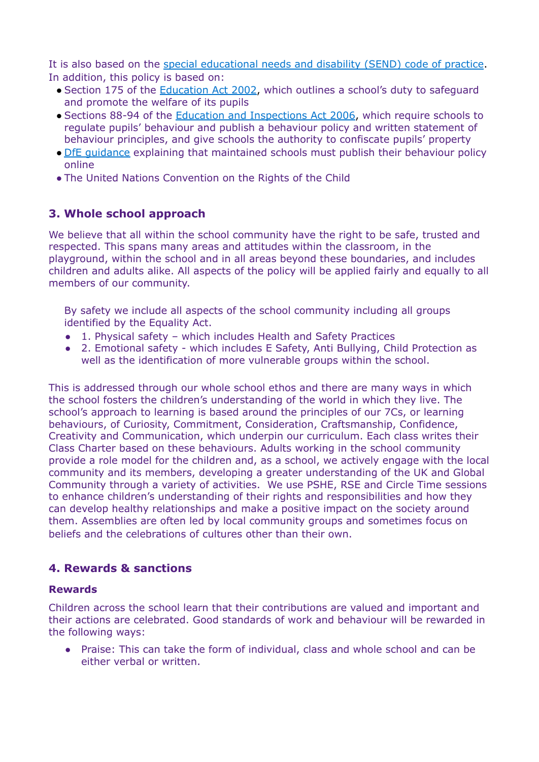It is also based on the special educational needs and disability (SEND) code of practice. In addition, this policy is based on:

- Section 175 of the Education Act 2002, which outlines a school's duty to safeguard and promote the welfare of its pupils
- Sections 88-94 of the Education and Inspections Act 2006, which require schools to regulate pupils' behaviour and publish a behaviour policy and written statement of behaviour principles, and give schools the authority to confiscate pupils' property
- DfE guidance explaining that maintained schools must publish their behaviour policy online
- The United Nations Convention on the Rights of the Child

## 3. Whole school approach

We believe that all within the school community have the right to be safe, trusted and respected. This spans many areas and attitudes within the classroom, in the playground, within the school and in all areas beyond these boundaries, and includes children and adults alike. All aspects of the policy will be applied fairly and equally to all members of our community.

By safety we include all aspects of the school community including all groups identified by the Equality Act.

- 1. Physical safety – which includes Health and Safety Practices
- 2. Emotional safety - which includes E Safety, Anti Bullying, Child Protection as well as the identification of more vulnerable groups within the school.

This is addressed through our whole school ethos and there are many ways in which the school fosters the children's understanding of the world in which they live. The school's approach to learning is based around the principles of our 7Cs, or learning behaviours, of Curiosity, Commitment, Consideration, Craftsmanship, Confidence, Creativity and Communication, which underpin our curriculum. Each class writes their Class Charter based on these behaviours. Adults working in the school community provide a role model for the children and, as a school, we actively engage with the local community and its members, developing a greater understanding of the UK and Global Community through a variety of activities. We use PSHE, RSE and Circle Time sessions to enhance children's understanding of their rights and responsibilities and how they can develop healthy relationships and make a positive impact on the society around them. Assemblies are often led by local community groups and sometimes focus on beliefs and the celebrations of cultures other than their own.

## 4. Rewards & sanctions

### Rewards

Children across the school learn that their contributions are valued and important and their actions are celebrated. Good standards of work and behaviour will be rewarded in the following ways:

- Praise: This can take the form of individual, class and whole school and can be either verbal or written.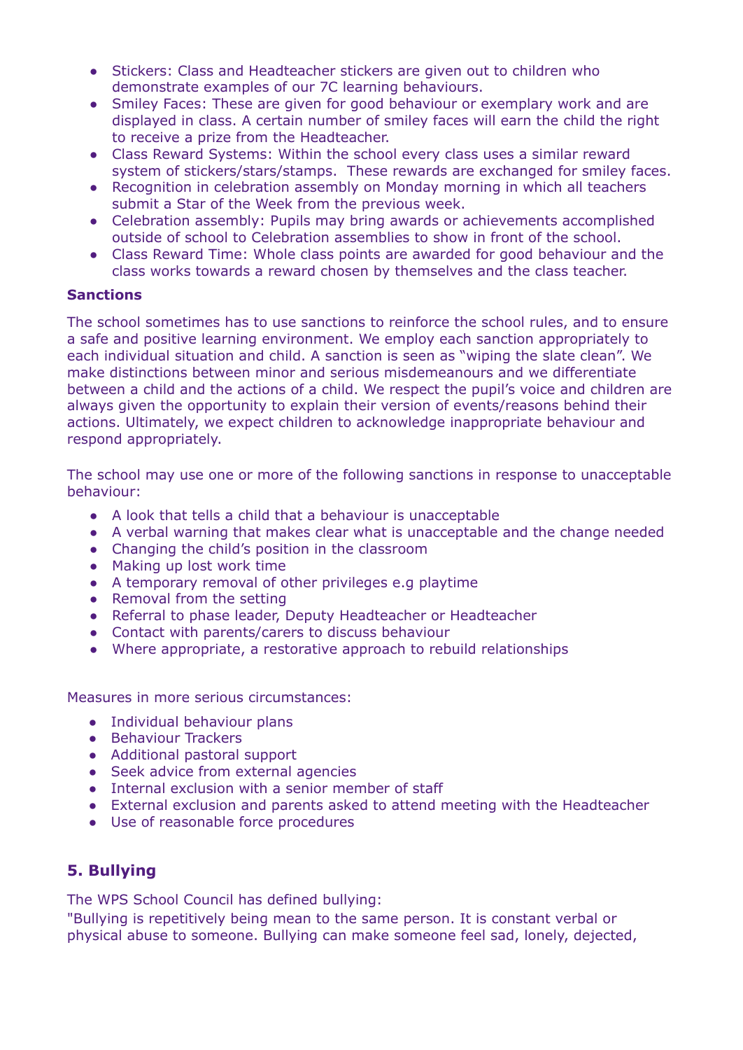- Stickers: Class and Headteacher stickers are given out to children who demonstrate examples of our 7C learning behaviours.
- Smiley Faces: These are given for good behaviour or exemplary work and are displayed in class. A certain number of smiley faces will earn the child the right to receive a prize from the Headteacher.
- Class Reward Systems: Within the school every class uses a similar reward system of stickers/stars/stamps. These rewards are exchanged for smiley faces.
- Recognition in celebration assembly on Monday morning in which all teachers submit a Star of the Week from the previous week.
- Celebration assembly: Pupils may bring awards or achievements accomplished outside of school to Celebration assemblies to show in front of the school.
- Class Reward Time: Whole class points are awarded for good behaviour and the class works towards a reward chosen by themselves and the class teacher.

**Sanctions**

The school sometimes has to use sanctions to reinforce the school rules, and to ensure a safe and positive learning environment. We employ each sanction appropriately to each individual situation and child. A sanction is seen as "wiping the slate clean". We make distinctions between minor and serious misdemeanours and we differentiate between a child and the actions of a child. We respect the pupil's voice and children are always given the opportunity to explain their version of events/reasons behind their actions. Ultimately, we expect children to acknowledge inappropriate behaviour and respond appropriately.

The school may use one or more of the following sanctions in response to unacceptable behaviour:

- A look that tells a child that a behaviour is unacceptable
- A verbal warning that makes clear what is unacceptable and the change needed
- Changing the child's position in the classroom
- Making up lost work time
- A temporary removal of other privileges e.g playtime
- Removal from the setting
- Referral to phase leader, Deputy Headteacher or Headteacher
- Contact with parents/carers to discuss behaviour
- Where appropriate, a restorative approach to rebuild relationships

Measures in more serious circumstances:

- Individual behaviour plans
- Behaviour Trackers
- Additional pastoral support
- Seek advice from external agencies
- Internal exclusion with a senior member of staff
- External exclusion and parents asked to attend meeting with the Headteacher
- Use of reasonable force procedures

## 5. Bullying

The WPS School Council has defined bullying:
"Bullying is repetitively being mean to the same person. It is constant verbal or physical abuse to someone. Bullying can make someone feel sad, lonely, dejected,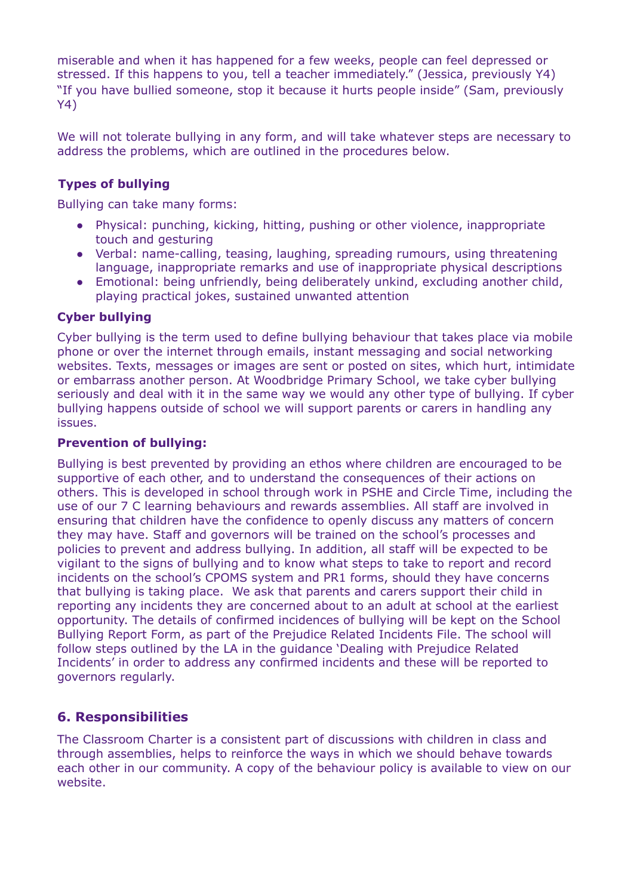miserable and when it has happened for a few weeks, people can feel depressed or stressed. If this happens to you, tell a teacher immediately." (Jessica, previously Y4)
"If you have bullied someone, stop it because it hurts people inside" (Sam, previously Y4)

We will not tolerate bullying in any form, and will take whatever steps are necessary to address the problems, which are outlined in the procedures below.

**Types of bullying**

Bullying can take many forms:

- Physical: punching, kicking, hitting, pushing or other violence, inappropriate touch and gesturing
- Verbal: name-calling, teasing, laughing, spreading rumours, using threatening language, inappropriate remarks and use of inappropriate physical descriptions
- Emotional: being unfriendly, being deliberately unkind, excluding another child, playing practical jokes, sustained unwanted attention

**Cyber bullying**

Cyber bullying is the term used to define bullying behaviour that takes place via mobile phone or over the internet through emails, instant messaging and social networking websites. Texts, messages or images are sent or posted on sites, which hurt, intimidate or embarrass another person. At Woodbridge Primary School, we take cyber bullying seriously and deal with it in the same way we would any other type of bullying. If cyber bullying happens outside of school we will support parents or carers in handling any issues.

**Prevention of bullying:**

Bullying is best prevented by providing an ethos where children are encouraged to be supportive of each other, and to understand the consequences of their actions on others. This is developed in school through work in PSHE and Circle Time, including the use of our 7 C learning behaviours and rewards assemblies. All staff are involved in ensuring that children have the confidence to openly discuss any matters of concern they may have. Staff and governors will be trained on the school's processes and policies to prevent and address bullying. In addition, all staff will be expected to be vigilant to the signs of bullying and to know what steps to take to report and record incidents on the school's CPOMS system and PR1 forms, should they have concerns that bullying is taking place. We ask that parents and carers support their child in reporting any incidents they are concerned about to an adult at school at the earliest opportunity. The details of confirmed incidences of bullying will be kept on the School Bullying Report Form, as part of the Prejudice Related Incidents File. The school will follow steps outlined by the LA in the guidance 'Dealing with Prejudice Related Incidents' in order to address any confirmed incidents and these will be reported to governors regularly.

## 6. Responsibilities

The Classroom Charter is a consistent part of discussions with children in class and through assemblies, helps to reinforce the ways in which we should behave towards each other in our community. A copy of the behaviour policy is available to view on our website.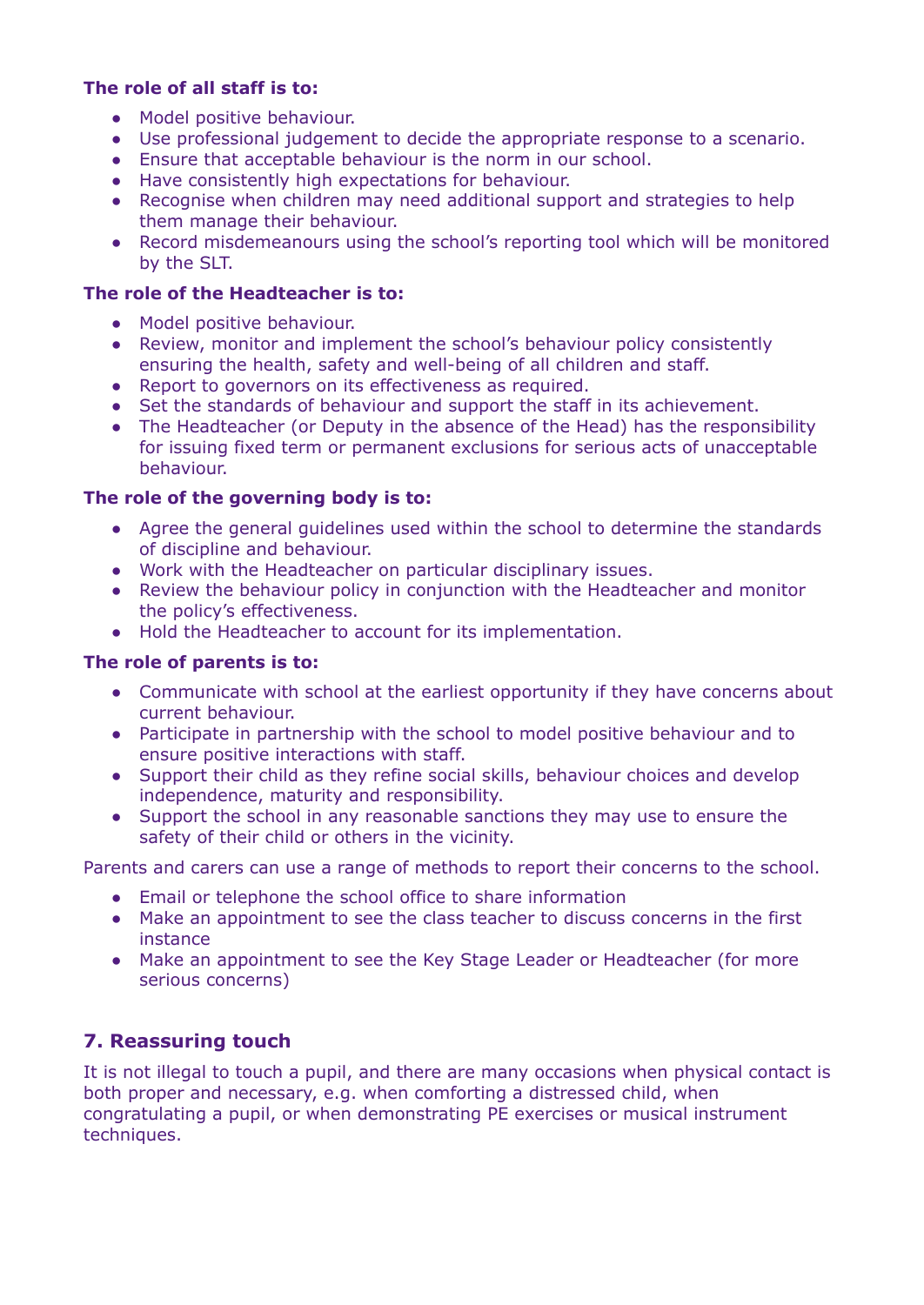**The role of all staff is to:**

- Model positive behaviour.
- Use professional judgement to decide the appropriate response to a scenario.
- Ensure that acceptable behaviour is the norm in our school.
- Have consistently high expectations for behaviour.
- Recognise when children may need additional support and strategies to help them manage their behaviour.
- Record misdemeanours using the school's reporting tool which will be monitored by the SLT.

**The role of the Headteacher is to:**

- Model positive behaviour.
- Review, monitor and implement the school's behaviour policy consistently ensuring the health, safety and well-being of all children and staff.
- Report to governors on its effectiveness as required.
- Set the standards of behaviour and support the staff in its achievement.
- The Headteacher (or Deputy in the absence of the Head) has the responsibility for issuing fixed term or permanent exclusions for serious acts of unacceptable behaviour.

**The role of the governing body is to:**

- Agree the general guidelines used within the school to determine the standards of discipline and behaviour.
- Work with the Headteacher on particular disciplinary issues.
- Review the behaviour policy in conjunction with the Headteacher and monitor the policy's effectiveness.
- Hold the Headteacher to account for its implementation.

**The role of parents is to:**

- Communicate with school at the earliest opportunity if they have concerns about current behaviour.
- Participate in partnership with the school to model positive behaviour and to ensure positive interactions with staff.
- Support their child as they refine social skills, behaviour choices and develop independence, maturity and responsibility.
- Support the school in any reasonable sanctions they may use to ensure the safety of their child or others in the vicinity.

Parents and carers can use a range of methods to report their concerns to the school.

- Email or telephone the school office to share information
- Make an appointment to see the class teacher to discuss concerns in the first instance
- Make an appointment to see the Key Stage Leader or Headteacher (for more serious concerns)

## 7. Reassuring touch

It is not illegal to touch a pupil, and there are many occasions when physical contact is both proper and necessary, e.g. when comforting a distressed child, when congratulating a pupil, or when demonstrating PE exercises or musical instrument techniques.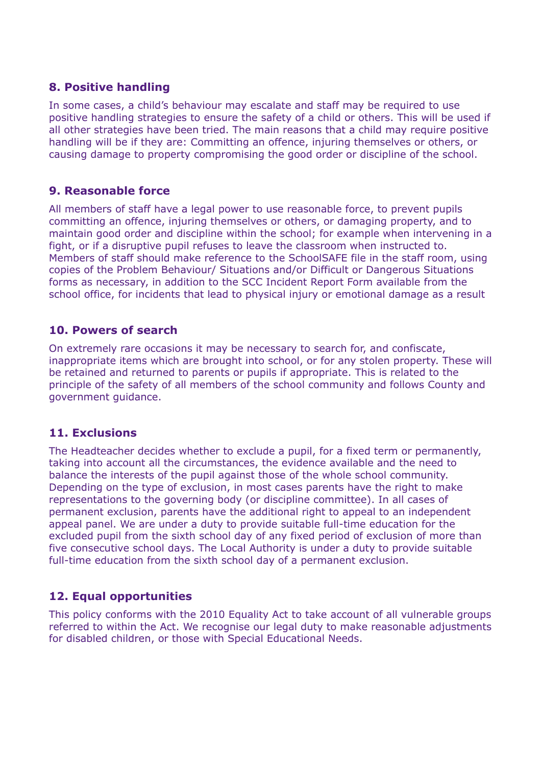## 8. Positive handling

In some cases, a child's behaviour may escalate and staff may be required to use positive handling strategies to ensure the safety of a child or others. This will be used if all other strategies have been tried. The main reasons that a child may require positive handling will be if they are: Committing an offence, injuring themselves or others, or causing damage to property compromising the good order or discipline of the school.

## 9. Reasonable force

All members of staff have a legal power to use reasonable force, to prevent pupils committing an offence, injuring themselves or others, or damaging property, and to maintain good order and discipline within the school; for example when intervening in a fight, or if a disruptive pupil refuses to leave the classroom when instructed to. Members of staff should make reference to the SchoolSAFE file in the staff room, using copies of the Problem Behaviour/ Situations and/or Difficult or Dangerous Situations forms as necessary, in addition to the SCC Incident Report Form available from the school office, for incidents that lead to physical injury or emotional damage as a result

## 10. Powers of search

On extremely rare occasions it may be necessary to search for, and confiscate, inappropriate items which are brought into school, or for any stolen property. These will be retained and returned to parents or pupils if appropriate. This is related to the principle of the safety of all members of the school community and follows County and government guidance.

## 11. Exclusions

The Headteacher decides whether to exclude a pupil, for a fixed term or permanently, taking into account all the circumstances, the evidence available and the need to balance the interests of the pupil against those of the whole school community. Depending on the type of exclusion, in most cases parents have the right to make representations to the governing body (or discipline committee). In all cases of permanent exclusion, parents have the additional right to appeal to an independent appeal panel. We are under a duty to provide suitable full-time education for the excluded pupil from the sixth school day of any fixed period of exclusion of more than five consecutive school days. The Local Authority is under a duty to provide suitable full-time education from the sixth school day of a permanent exclusion.

## 12. Equal opportunities

This policy conforms with the 2010 Equality Act to take account of all vulnerable groups referred to within the Act. We recognise our legal duty to make reasonable adjustments for disabled children, or those with Special Educational Needs.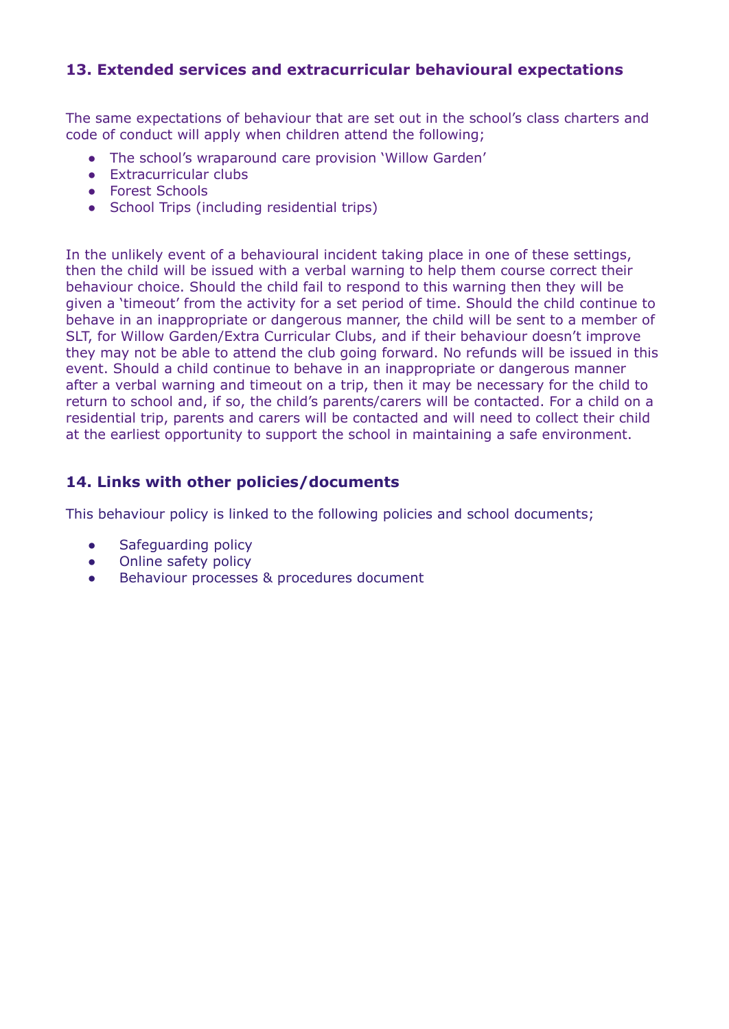## 13. Extended services and extracurricular behavioural expectations

The same expectations of behaviour that are set out in the school's class charters and code of conduct will apply when children attend the following;

- The school's wraparound care provision 'Willow Garden'
- Extracurricular clubs
- Forest Schools
- School Trips (including residential trips)

In the unlikely event of a behavioural incident taking place in one of these settings, then the child will be issued with a verbal warning to help them course correct their behaviour choice. Should the child fail to respond to this warning then they will be given a 'timeout' from the activity for a set period of time. Should the child continue to behave in an inappropriate or dangerous manner, the child will be sent to a member of SLT, for Willow Garden/Extra Curricular Clubs, and if their behaviour doesn't improve they may not be able to attend the club going forward. No refunds will be issued in this event. Should a child continue to behave in an inappropriate or dangerous manner after a verbal warning and timeout on a trip, then it may be necessary for the child to return to school and, if so, the child's parents/carers will be contacted. For a child on a residential trip, parents and carers will be contacted and will need to collect their child at the earliest opportunity to support the school in maintaining a safe environment.

## 14. Links with other policies/documents

This behaviour policy is linked to the following policies and school documents;

- Safeguarding policy
- Online safety policy
- Behaviour processes & procedures document